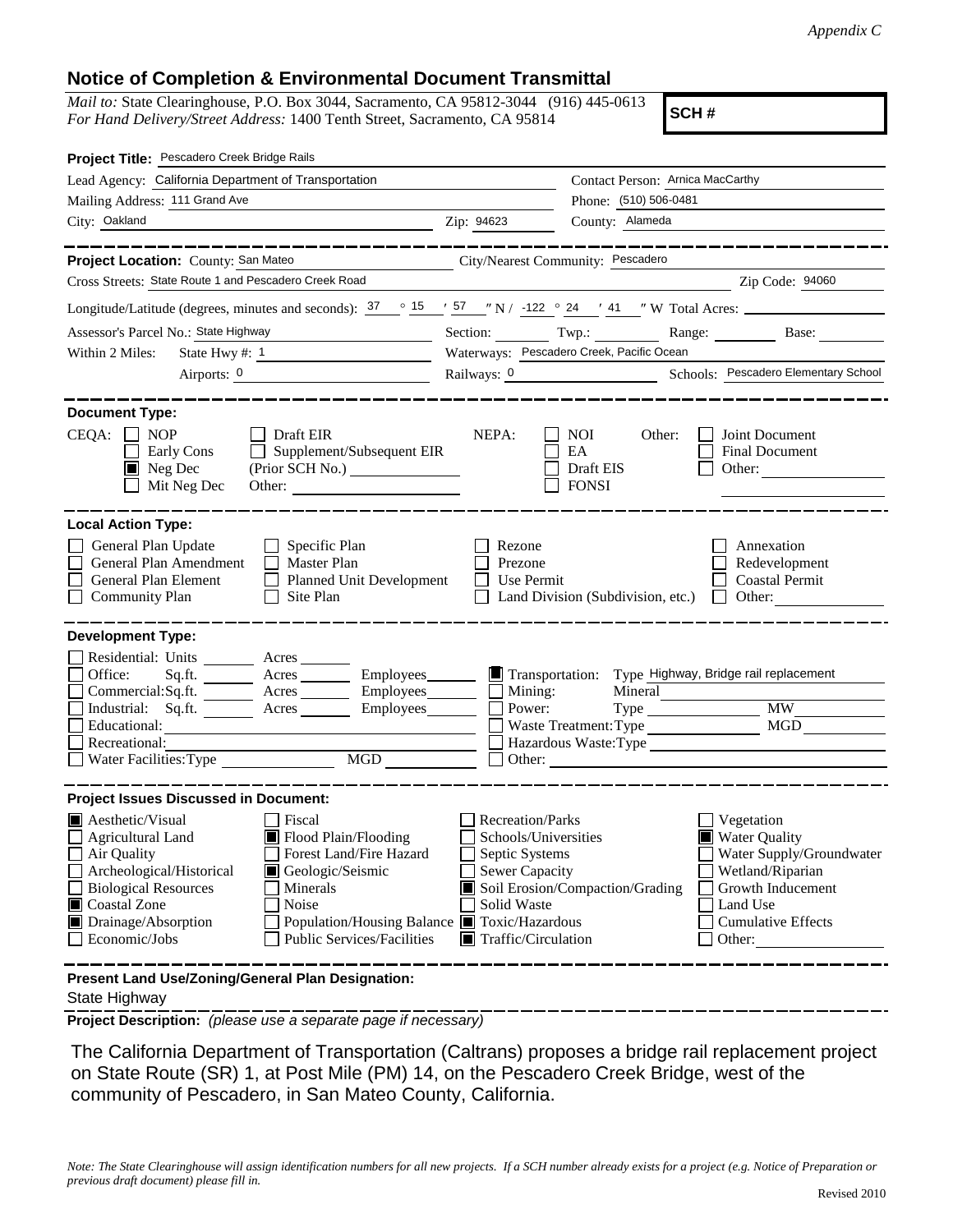*Appendix C*

## Notice of Completion & Environmental Document Transmittal

*Mail to:* State Clearinghouse, P.O. Box 3044, Sacramento, CA 95812-3044 (916) 445-0613
*For Hand Delivery/Street Address:* 1400 Tenth Street, Sacramento, CA 95814

**SCH #**

**Project Title:** Pescadero Creek Bridge Rails

Lead Agency: California Department of Transportation
Contact Person: Arnica MacCarthy
Mailing Address: 111 Grand Ave
Phone: (510) 506-0481
City: Oakland
Zip: 94623
County: Alameda

**Project Location:** County: San Mateo
City/Nearest Community: Pescadero
Cross Streets: State Route 1 and Pescadero Creek Road
Zip Code: 94060

Longitude/Latitude (degrees, minutes and seconds): 37 ° 15 ′ 57 ″ N / -122 ° 24 ′ 41 ″ W Total Acres:

Assessor's Parcel No.: State Highway
Section: Twp.: Range: Base:

Within 2 Miles: State Hwy #: 1
Waterways: Pescadero Creek, Pacific Ocean
Airports: 0
Railways: 0
Schools: Pescadero Elementary School

**Document Type:**

CEQA:
- [ ] NOP
- [ ] Early Cons
- [x] Neg Dec
- [ ] Mit Neg Dec
- [ ] Draft EIR
- [ ] Supplement/Subsequent EIR (Prior SCH No.)
- Other:

NEPA:
- [ ] NOI
- [ ] EA
- [ ] Draft EIS
- [ ] FONSI

Other:
- [ ] Joint Document
- [ ] Final Document
- [ ] Other:

**Local Action Type:**

- [ ] General Plan Update
- [ ] General Plan Amendment
- [ ] General Plan Element
- [ ] Community Plan
- [ ] Specific Plan
- [ ] Master Plan
- [ ] Planned Unit Development
- [ ] Site Plan
- [ ] Rezone
- [ ] Prezone
- [ ] Use Permit
- [ ] Land Division (Subdivision, etc.)
- [ ] Annexation
- [ ] Redevelopment
- [ ] Coastal Permit
- [ ] Other:

**Development Type:**

- [ ] Residential: Units ___ Acres ___
- [ ] Office: Sq.ft. ___ Acres ___ Employees ___
- [ ] Commercial: Sq.ft. ___ Acres ___ Employees ___
- [ ] Industrial: Sq.ft. ___ Acres ___ Employees ___
- [ ] Educational:
- [ ] Recreational:
- [ ] Water Facilities: Type ___ MGD ___
- [x] Transportation: Type Highway, Bridge rail replacement
- [ ] Mining: Mineral
- [ ] Power: Type ___ MW
- [ ] Waste Treatment: Type ___ MGD
- [ ] Hazardous Waste: Type
- [ ] Other:

**Project Issues Discussed in Document:**

- [x] Aesthetic/Visual
- [ ] Agricultural Land
- [ ] Air Quality
- [ ] Archeological/Historical
- [ ] Biological Resources
- [x] Coastal Zone
- [x] Drainage/Absorption
- [ ] Economic/Jobs
- [ ] Fiscal
- [x] Flood Plain/Flooding
- [ ] Forest Land/Fire Hazard
- [x] Geologic/Seismic
- [ ] Minerals
- [ ] Noise
- [ ] Population/Housing Balance
- [ ] Public Services/Facilities
- [ ] Recreation/Parks
- [ ] Schools/Universities
- [ ] Septic Systems
- [ ] Sewer Capacity
- [x] Soil Erosion/Compaction/Grading
- [ ] Solid Waste
- [x] Toxic/Hazardous
- [x] Traffic/Circulation
- [ ] Vegetation
- [x] Water Quality
- [ ] Water Supply/Groundwater
- [ ] Wetland/Riparian
- [ ] Growth Inducement
- [ ] Land Use
- [ ] Cumulative Effects
- [ ] Other:

**Present Land Use/Zoning/General Plan Designation:**

State Highway

**Project Description:** *(please use a separate page if necessary)*

The California Department of Transportation (Caltrans) proposes a bridge rail replacement project on State Route (SR) 1, at Post Mile (PM) 14, on the Pescadero Creek Bridge, west of the community of Pescadero, in San Mateo County, California.

*Note: The State Clearinghouse will assign identification numbers for all new projects. If a SCH number already exists for a project (e.g. Notice of Preparation or previous draft document) please fill in.*

Revised 2010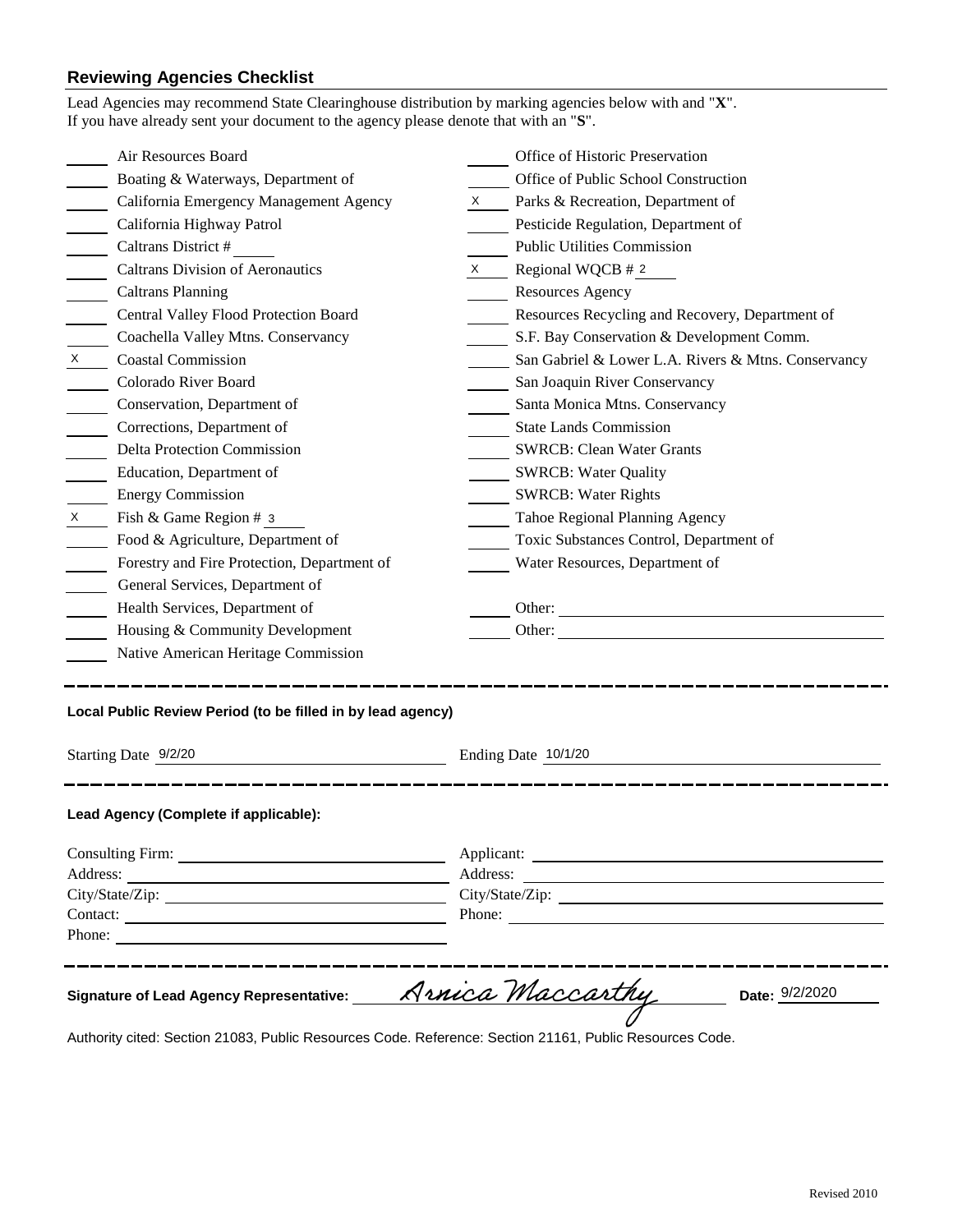## Reviewing Agencies Checklist

Lead Agencies may recommend State Clearinghouse distribution by marking agencies below with and "**X**".
If you have already sent your document to the agency please denote that with an "**S**".

| | | | |
|---|---|---|---|
| | Air Resources Board | | Office of Historic Preservation |
| | Boating & Waterways, Department of | | Office of Public School Construction |
| | California Emergency Management Agency | X | Parks & Recreation, Department of |
| | California Highway Patrol | | Pesticide Regulation, Department of |
| | Caltrans District # | | Public Utilities Commission |
| | Caltrans Division of Aeronautics | X | Regional WQCB # 2 |
| | Caltrans Planning | | Resources Agency |
| | Central Valley Flood Protection Board | | Resources Recycling and Recovery, Department of |
| | Coachella Valley Mtns. Conservancy | | S.F. Bay Conservation & Development Comm. |
| X | Coastal Commission | | San Gabriel & Lower L.A. Rivers & Mtns. Conservancy |
| | Colorado River Board | | San Joaquin River Conservancy |
| | Conservation, Department of | | Santa Monica Mtns. Conservancy |
| | Corrections, Department of | | State Lands Commission |
| | Delta Protection Commission | | SWRCB: Clean Water Grants |
| | Education, Department of | | SWRCB: Water Quality |
| | Energy Commission | | SWRCB: Water Rights |
| X | Fish & Game Region # 3 | | Tahoe Regional Planning Agency |
| | Food & Agriculture, Department of | | Toxic Substances Control, Department of |
| | Forestry and Fire Protection, Department of | | Water Resources, Department of |
| | General Services, Department of | | |
| | Health Services, Department of | | Other: |
| | Housing & Community Development | | Other: |
| | Native American Heritage Commission | | |

---

**Local Public Review Period (to be filled in by lead agency)**

Starting Date 9/2/20 Ending Date 10/1/20

---

**Lead Agency (Complete if applicable):**

Consulting Firm:
Address:
City/State/Zip:
Contact:
Phone:

Applicant:
Address:
City/State/Zip:
Phone:

---

**Signature of Lead Agency Representative:** *Arnica Maccarthy* **Date:** 9/2/2020

Authority cited: Section 21083, Public Resources Code. Reference: Section 21161, Public Resources Code.

Revised 2010